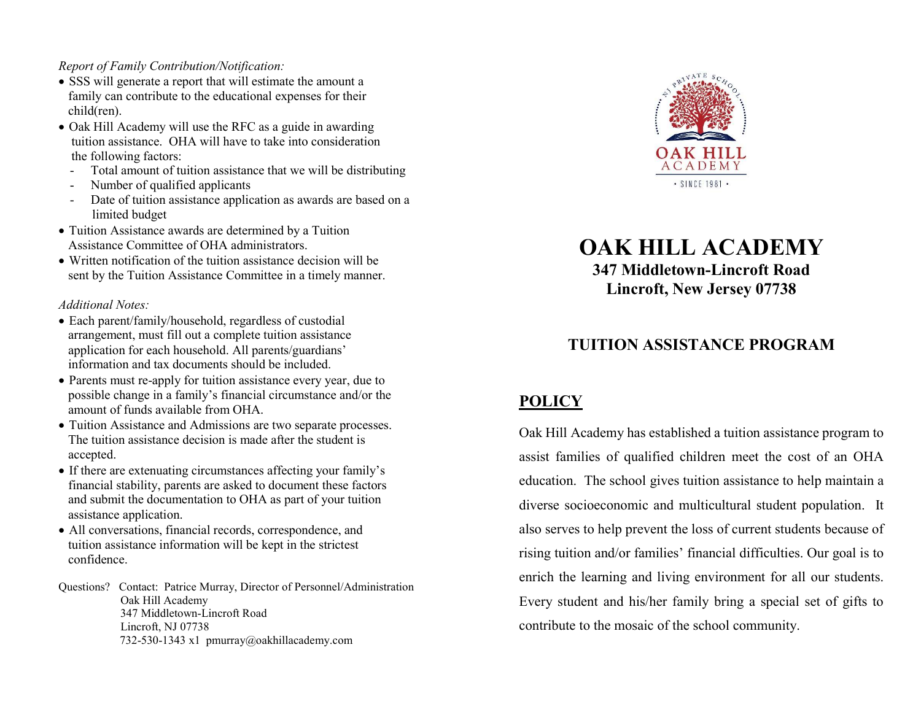*Report of Family Contribution/Notification:*

- SSS will generate a report that will estimate the amount a family can contribute to the educational expenses for their child(ren).
- Oak Hill Academy will use the RFC as a guide in awarding tuition assistance. OHA will have to take into consideration the following factors:
  - Total amount of tuition assistance that we will be distributing
  - Number of qualified applicants
  - Date of tuition assistance application as awards are based on a limited budget
- Tuition Assistance awards are determined by a Tuition Assistance Committee of OHA administrators.
- Written notification of the tuition assistance decision will be sent by the Tuition Assistance Committee in a timely manner.

*Additional Notes:*

- Each parent/family/household, regardless of custodial arrangement, must fill out a complete tuition assistance application for each household. All parents/guardians' information and tax documents should be included.
- Parents must re-apply for tuition assistance every year, due to possible change in a family's financial circumstance and/or the amount of funds available from OHA.
- Tuition Assistance and Admissions are two separate processes. The tuition assistance decision is made after the student is accepted.
- If there are extenuating circumstances affecting your family's financial stability, parents are asked to document these factors and submit the documentation to OHA as part of your tuition assistance application.
- All conversations, financial records, correspondence, and tuition assistance information will be kept in the strictest confidence.

Questions? Contact: Patrice Murray, Director of Personnel/Administration
Oak Hill Academy
347 Middletown-Lincroft Road
Lincroft, NJ 07738
732-530-1343 x1 pmurray@oakhillacademy.com

# OAK HILL ACADEMY

**347 Middletown-Lincroft Road**
**Lincroft, New Jersey 07738**

## TUITION ASSISTANCE PROGRAM

## POLICY

Oak Hill Academy has established a tuition assistance program to assist families of qualified children meet the cost of an OHA education. The school gives tuition assistance to help maintain a diverse socioeconomic and multicultural student population. It also serves to help prevent the loss of current students because of rising tuition and/or families' financial difficulties. Our goal is to enrich the learning and living environment for all our students. Every student and his/her family bring a special set of gifts to contribute to the mosaic of the school community.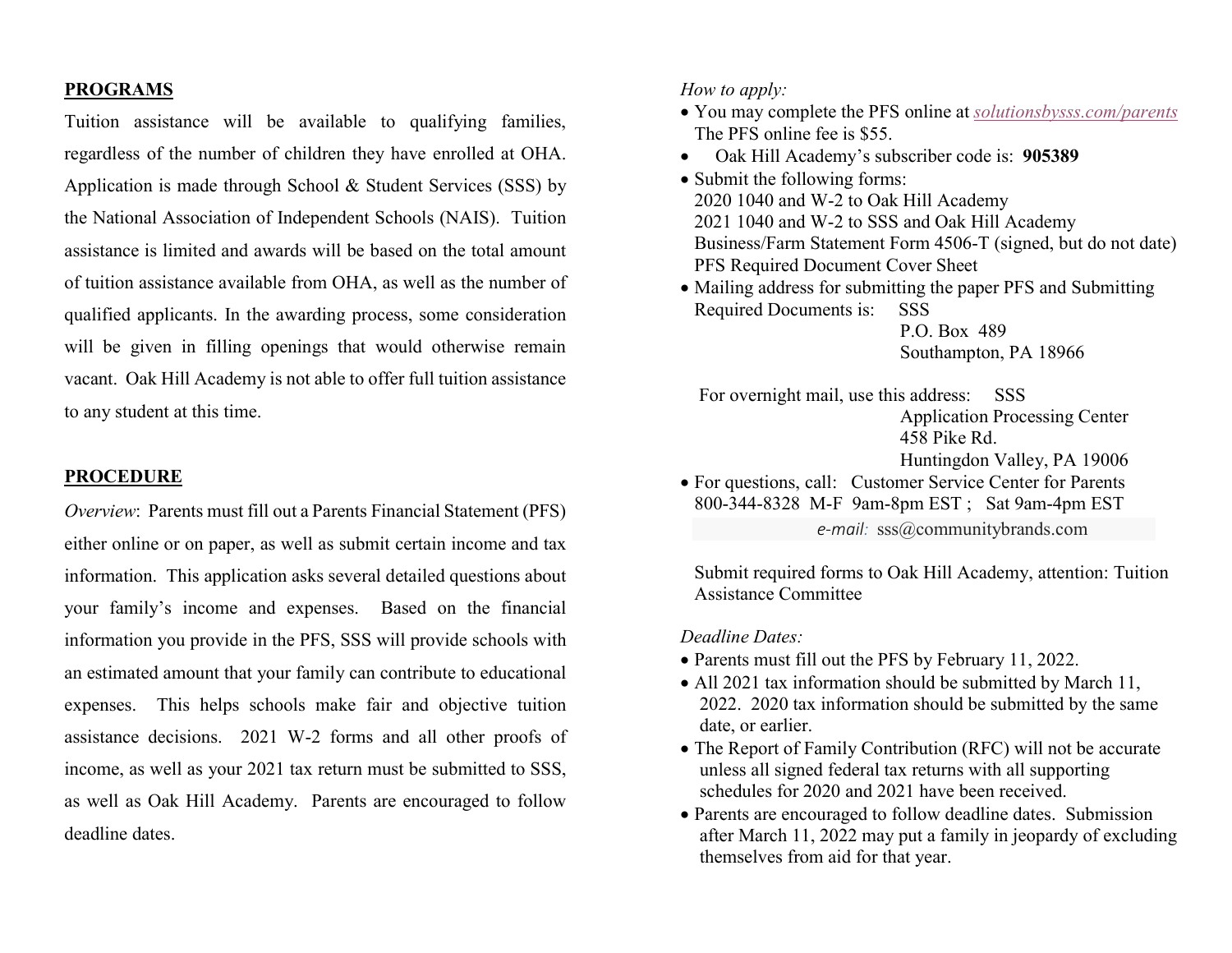## PROGRAMS

Tuition assistance will be available to qualifying families, regardless of the number of children they have enrolled at OHA. Application is made through School & Student Services (SSS) by the National Association of Independent Schools (NAIS). Tuition assistance is limited and awards will be based on the total amount of tuition assistance available from OHA, as well as the number of qualified applicants. In the awarding process, some consideration will be given in filling openings that would otherwise remain vacant. Oak Hill Academy is not able to offer full tuition assistance to any student at this time.

## PROCEDURE

*Overview*: Parents must fill out a Parents Financial Statement (PFS) either online or on paper, as well as submit certain income and tax information. This application asks several detailed questions about your family's income and expenses. Based on the financial information you provide in the PFS, SSS will provide schools with an estimated amount that your family can contribute to educational expenses. This helps schools make fair and objective tuition assistance decisions. 2021 W-2 forms and all other proofs of income, as well as your 2021 tax return must be submitted to SSS, as well as Oak Hill Academy. Parents are encouraged to follow deadline dates.

*How to apply:*

- You may complete the PFS online at solutionsbysss.com/parents
  The PFS online fee is $55.
- Oak Hill Academy's subscriber code is: **905389**
- Submit the following forms:
  2020 1040 and W-2 to Oak Hill Academy
  2021 1040 and W-2 to SSS and Oak Hill Academy
  Business/Farm Statement Form 4506-T (signed, but do not date)
  PFS Required Document Cover Sheet
- Mailing address for submitting the paper PFS and Submitting Required Documents is:
  SSS
  P.O. Box 489
  Southampton, PA 18966

  For overnight mail, use this address:
  SSS
  Application Processing Center
  458 Pike Rd.
  Huntingdon Valley, PA 19006
- For questions, call: Customer Service Center for Parents
  800-344-8328 M-F 9am-8pm EST ; Sat 9am-4pm EST
  *e-mail:* sss@communitybrands.com

Submit required forms to Oak Hill Academy, attention: Tuition Assistance Committee

*Deadline Dates:*

- Parents must fill out the PFS by February 11, 2022.
- All 2021 tax information should be submitted by March 11, 2022. 2020 tax information should be submitted by the same date, or earlier.
- The Report of Family Contribution (RFC) will not be accurate unless all signed federal tax returns with all supporting schedules for 2020 and 2021 have been received.
- Parents are encouraged to follow deadline dates. Submission after March 11, 2022 may put a family in jeopardy of excluding themselves from aid for that year.